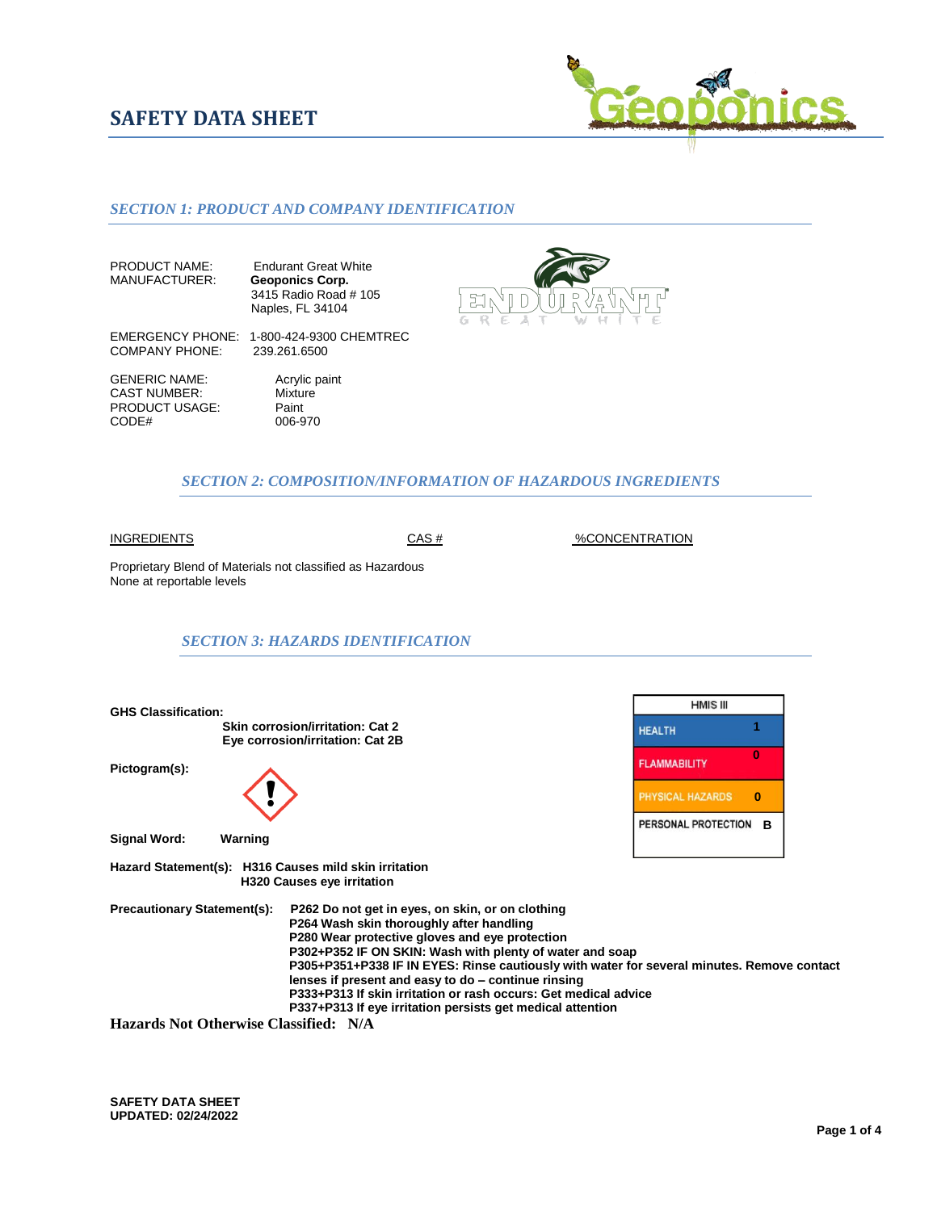# SAFETY DATA SHEET

## *SECTION 1: PRODUCT AND COMPANY IDENTIFICATION*

PRODUCT NAME: Endurant Great White
MANUFACTURER: **Geoponics Corp.**
3415 Radio Road # 105
Naples, FL 34104

EMERGENCY PHONE: 1-800-424-9300 CHEMTREC
COMPANY PHONE: 239.261.6500

GENERIC NAME: Acrylic paint
CAST NUMBER: Mixture
PRODUCT USAGE: Paint
CODE# 006-970

## *SECTION 2: COMPOSITION/INFORMATION OF HAZARDOUS INGREDIENTS*

| INGREDIENTS | CAS # | %CONCENTRATION |
|---|---|---|
| Proprietary Blend of Materials not classified as Hazardous | | |
| None at reportable levels | | |

## *SECTION 3: HAZARDS IDENTIFICATION*

| HMIS III | |
|---|---|
| HEALTH | 1 |
| FLAMMABILITY | 0 |
| PHYSICAL HAZARDS | 0 |
| PERSONAL PROTECTION | B |

**GHS Classification:**
**Skin corrosion/irritation: Cat 2**
**Eye corrosion/irritation: Cat 2B**

**Pictogram(s):**

**Signal Word:** **Warning**

**Hazard Statement(s):** **H316 Causes mild skin irritation**
**H320 Causes eye irritation**

**Precautionary Statement(s):** **P262 Do not get in eyes, on skin, or on clothing**
**P264 Wash skin thoroughly after handling**
**P280 Wear protective gloves and eye protection**
**P302+P352 IF ON SKIN: Wash with plenty of water and soap**
**P305+P351+P338 IF IN EYES: Rinse cautiously with water for several minutes. Remove contact lenses if present and easy to do – continue rinsing**
**P333+P313 If skin irritation or rash occurs: Get medical advice**
**P337+P313 If eye irritation persists get medical attention**

**Hazards Not Otherwise Classified: N/A**

**SAFETY DATA SHEET**
**UPDATED: 02/24/2022**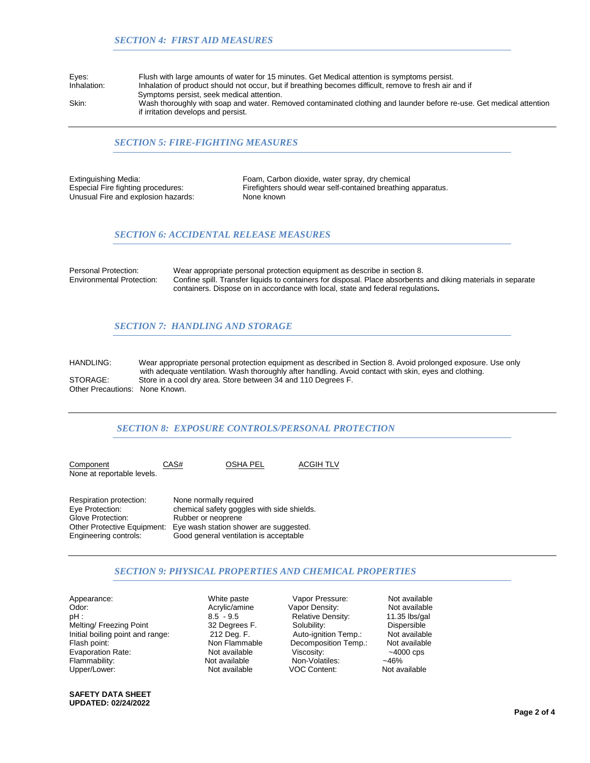## SECTION 4: FIRST AID MEASURES

| | |
|---|---|
| Eyes: | Flush with large amounts of water for 15 minutes. Get Medical attention is symptoms persist. |
| Inhalation: | Inhalation of product should not occur, but if breathing becomes difficult, remove to fresh air and if Symptoms persist, seek medical attention. |
| Skin: | Wash thoroughly with soap and water. Removed contaminated clothing and launder before re-use. Get medical attention if irritation develops and persist. |

## SECTION 5: FIRE-FIGHTING MEASURES

| | |
|---|---|
| Extinguishing Media: | Foam, Carbon dioxide, water spray, dry chemical |
| Especial Fire fighting procedures: | Firefighters should wear self-contained breathing apparatus. |
| Unusual Fire and explosion hazards: | None known |

## SECTION 6: ACCIDENTAL RELEASE MEASURES

| | |
|---|---|
| Personal Protection: | Wear appropriate personal protection equipment as describe in section 8. |
| Environmental Protection: | Confine spill. Transfer liquids to containers for disposal. Place absorbents and diking materials in separate containers. Dispose on in accordance with local, state and federal regulations. |

## SECTION 7: HANDLING AND STORAGE

| | |
|---|---|
| HANDLING: | Wear appropriate personal protection equipment as described in Section 8. Avoid prolonged exposure. Use only with adequate ventilation. Wash thoroughly after handling. Avoid contact with skin, eyes and clothing. |
| STORAGE: | Store in a cool dry area. Store between 34 and 110 Degrees F. |
| Other Precautions: | None Known. |

## SECTION 8: EXPOSURE CONTROLS/PERSONAL PROTECTION

| Component | CAS# | OSHA PEL | ACGIH TLV |
|---|---|---|---|
| None at reportable levels. | | | |

| | |
|---|---|
| Respiration protection: | None normally required |
| Eye Protection: | chemical safety goggles with side shields. |
| Glove Protection: | Rubber or neoprene |
| Other Protective Equipment: | Eye wash station shower are suggested. |
| Engineering controls: | Good general ventilation is acceptable |

## SECTION 9: PHYSICAL PROPERTIES AND CHEMICAL PROPERTIES

| | | | |
|---|---|---|---|
| Appearance: | White paste | Vapor Pressure: | Not available |
| Odor: | Acrylic/amine | Vapor Density: | Not available |
| pH : | 8.5 - 9.5 | Relative Density: | 11.35 lbs/gal |
| Melting/ Freezing Point | 32 Degrees F. | Solubility: | Dispersible |
| Initial boiling point and range: | 212 Deg. F. | Auto-ignition Temp.: | Not available |
| Flash point: | Non Flammable | Decomposition Temp.: | Not available |
| Evaporation Rate: | Not available | Viscosity: | ~4000 cps |
| Flammability: | Not available | Non-Volatiles: | ~46% |
| Upper/Lower: | Not available | VOC Content: | Not available |

**SAFETY DATA SHEET**
**UPDATED: 02/24/2022**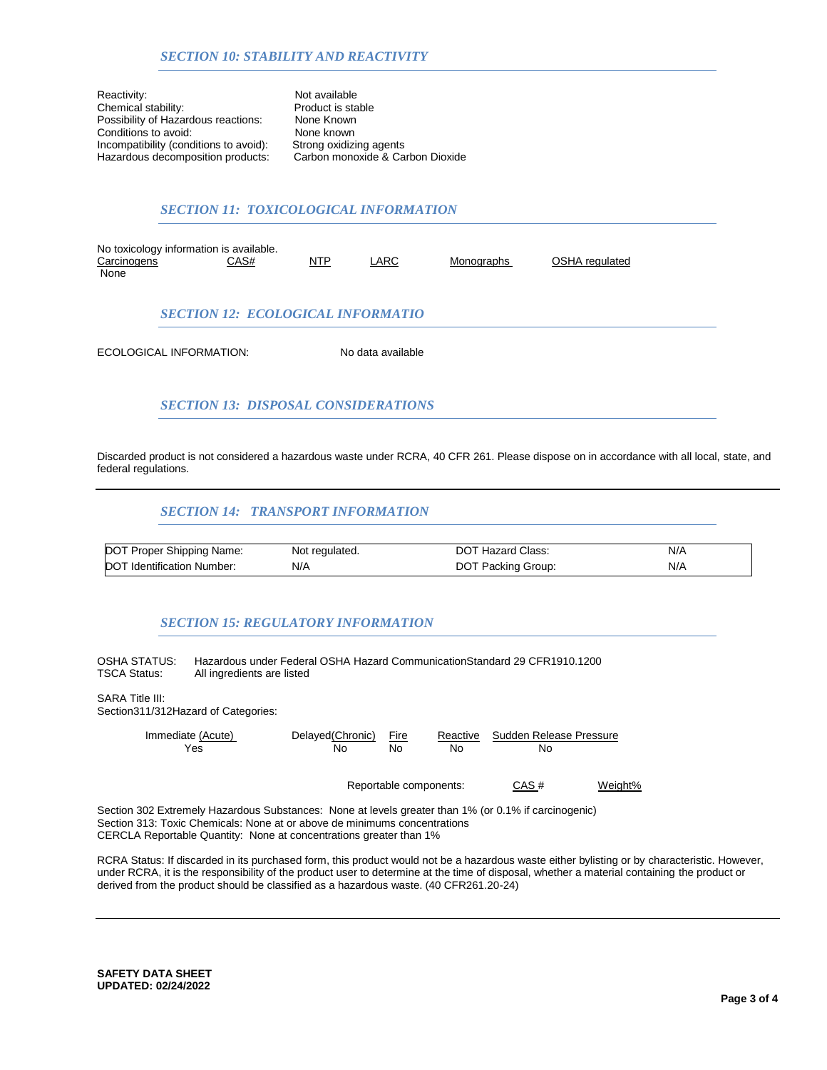## *SECTION 10: STABILITY AND REACTIVITY*

| | |
|---|---|
| Reactivity: | Not available |
| Chemical stability: | Product is stable |
| Possibility of Hazardous reactions: | None Known |
| Conditions to avoid: | None known |
| Incompatibility (conditions to avoid): | Strong oxidizing agents |
| Hazardous decomposition products: | Carbon monoxide & Carbon Dioxide |

## *SECTION 11: TOXICOLOGICAL INFORMATION*

No toxicology information is available.

| Carcinogens | CAS# | NTP | LARC | Monographs | OSHA regulated |
|---|---|---|---|---|---|
| None | | | | | |

## *SECTION 12: ECOLOGICAL INFORMATIO*

ECOLOGICAL INFORMATION: No data available

## *SECTION 13: DISPOSAL CONSIDERATIONS*

Discarded product is not considered a hazardous waste under RCRA, 40 CFR 261. Please dispose on in accordance with all local, state, and federal regulations.

## *SECTION 14: TRANSPORT INFORMATION*

| | | | |
|---|---|---|---|
| DOT Proper Shipping Name: | Not regulated. | DOT Hazard Class: | N/A |
| DOT Identification Number: | N/A | DOT Packing Group: | N/A |

## *SECTION 15: REGULATORY INFORMATION*

OSHA STATUS: Hazardous under Federal OSHA Hazard CommunicationStandard 29 CFR1910.1200
TSCA Status: All ingredients are listed

SARA Title III:
Section311/312Hazard of Categories:

| Immediate (Acute) | Delayed(Chronic) | Fire | Reactive | Sudden Release Pressure |
|---|---|---|---|---|
| Yes | No | No | No | No |

| Reportable components: | CAS # | Weight% |
|---|---|---|

Section 302 Extremely Hazardous Substances: None at levels greater than 1% (or 0.1% if carcinogenic)
Section 313: Toxic Chemicals: None at or above de minimums concentrations
CERCLA Reportable Quantity: None at concentrations greater than 1%

RCRA Status: If discarded in its purchased form, this product would not be a hazardous waste either bylisting or by characteristic. However, under RCRA, it is the responsibility of the product user to determine at the time of disposal, whether a material containing the product or derived from the product should be classified as a hazardous waste. (40 CFR261.20-24)

**SAFETY DATA SHEET**
**UPDATED: 02/24/2022**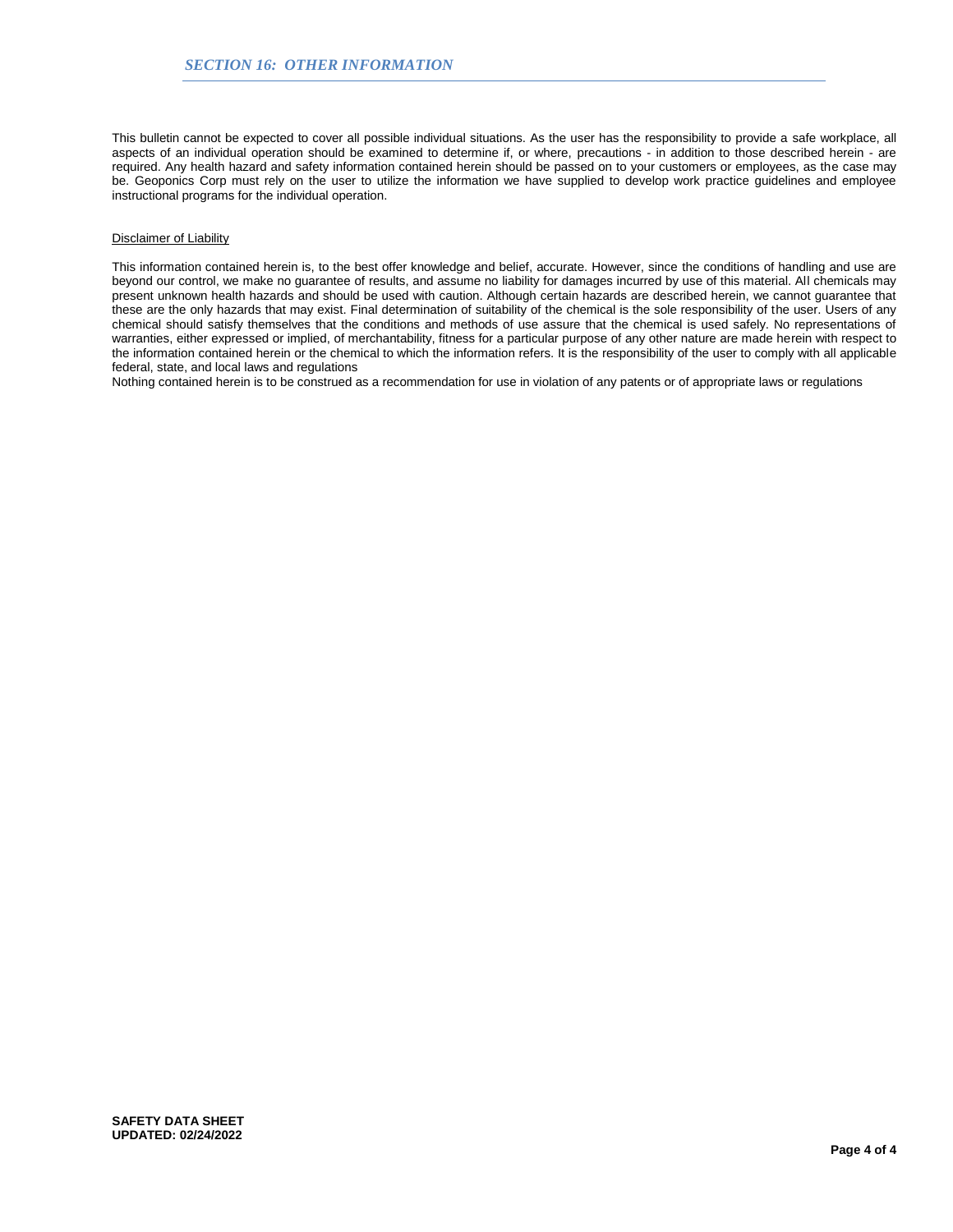## *SECTION 16: OTHER INFORMATION*

This bulletin cannot be expected to cover all possible individual situations. As the user has the responsibility to provide a safe workplace, all aspects of an individual operation should be examined to determine if, or where, precautions - in addition to those described herein - are required. Any health hazard and safety information contained herein should be passed on to your customers or employees, as the case may be. Geoponics Corp must rely on the user to utilize the information we have supplied to develop work practice guidelines and employee instructional programs for the individual operation.

<u>Disclaimer of Liability</u>

This information contained herein is, to the best offer knowledge and belief, accurate. However, since the conditions of handling and use are beyond our control, we make no guarantee of results, and assume no liability for damages incurred by use of this material. All chemicals may present unknown health hazards and should be used with caution. Although certain hazards are described herein, we cannot guarantee that these are the only hazards that may exist. Final determination of suitability of the chemical is the sole responsibility of the user. Users of any chemical should satisfy themselves that the conditions and methods of use assure that the chemical is used safely. No representations of warranties, either expressed or implied, of merchantability, fitness for a particular purpose of any other nature are made herein with respect to the information contained herein or the chemical to which the information refers. It is the responsibility of the user to comply with all applicable federal, state, and local laws and regulations

Nothing contained herein is to be construed as a recommendation for use in violation of any patents or of appropriate laws or regulations

**SAFETY DATA SHEET**
**UPDATED: 02/24/2022**